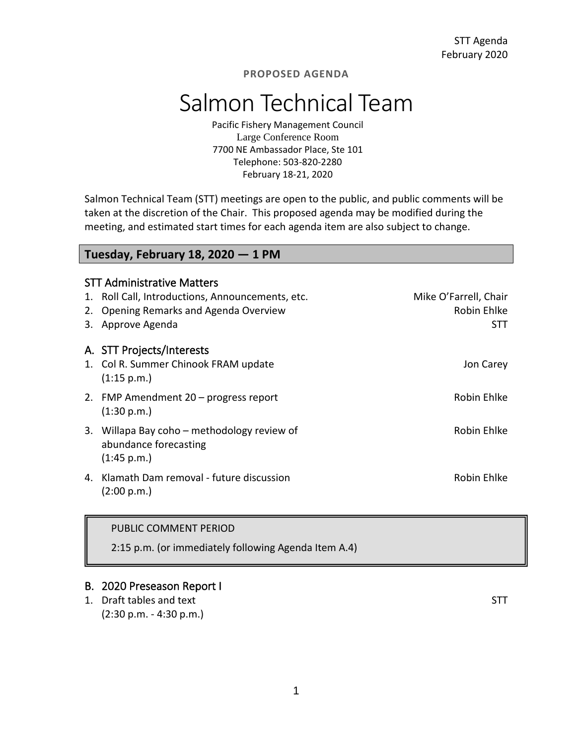**PROPOSED AGENDA**

# Salmon Technical Team

Pacific Fishery Management Council
Large Conference Room
7700 NE Ambassador Place, Ste 101
Telephone: 503-820-2280
February 18-21, 2020

Salmon Technical Team (STT) meetings are open to the public, and public comments will be taken at the discretion of the Chair. This proposed agenda may be modified during the meeting, and estimated start times for each agenda item are also subject to change.

## Tuesday, February 18, 2020 — 1 PM

### STT Administrative Matters

1. Roll Call, Introductions, Announcements, etc. — Mike O'Farrell, Chair
2. Opening Remarks and Agenda Overview — Robin Ehlke
3. Approve Agenda — STT

### A. STT Projects/Interests

1. Col R. Summer Chinook FRAM update (1:15 p.m.) — Jon Carey
2. FMP Amendment 20 – progress report (1:30 p.m.) — Robin Ehlke
3. Willapa Bay coho – methodology review of abundance forecasting (1:45 p.m.) — Robin Ehlke
4. Klamath Dam removal - future discussion (2:00 p.m.) — Robin Ehlke

PUBLIC COMMENT PERIOD

2:15 p.m. (or immediately following Agenda Item A.4)

### B. 2020 Preseason Report I

1. Draft tables and text (2:30 p.m. - 4:30 p.m.) — STT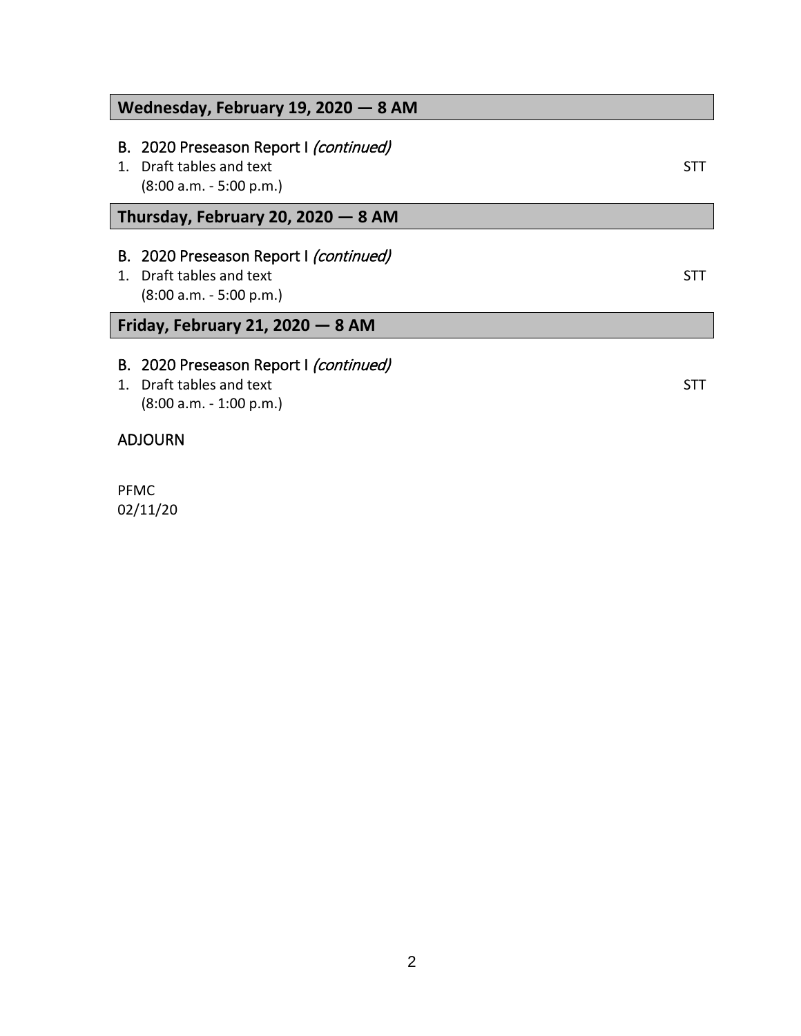## Wednesday, February 19, 2020 — 8 AM

B. 2020 Preseason Report I *(continued)*

1. Draft tables and text (8:00 a.m. - 5:00 p.m.) — STT

## Thursday, February 20, 2020 — 8 AM

B. 2020 Preseason Report I *(continued)*

1. Draft tables and text (8:00 a.m. - 5:00 p.m.) — STT

## Friday, February 21, 2020 — 8 AM

B. 2020 Preseason Report I *(continued)*

1. Draft tables and text (8:00 a.m. - 1:00 p.m.) — STT

ADJOURN

PFMC
02/11/20